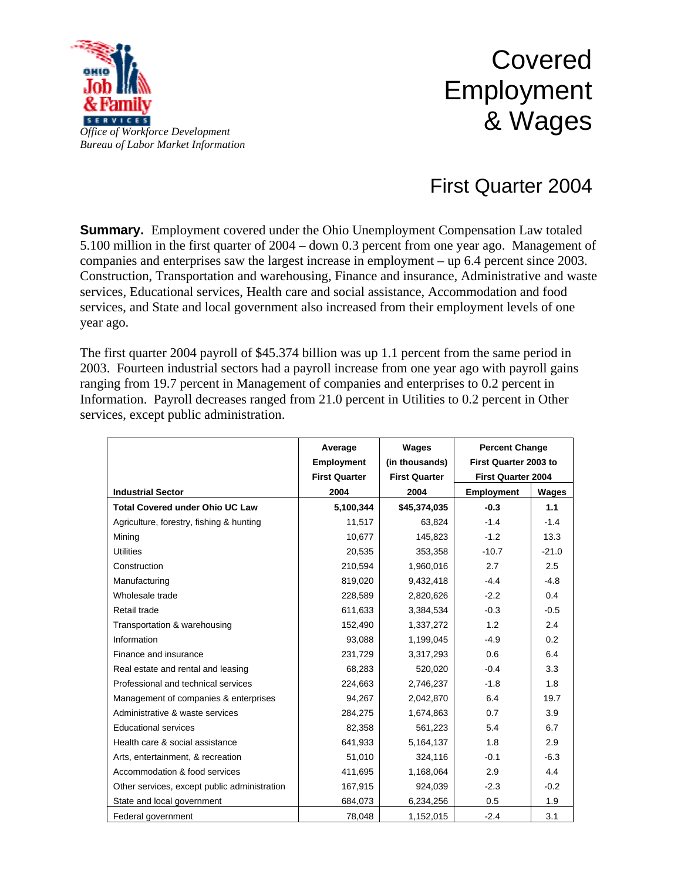Office of Workforce Development
Bureau of Labor Market Information

# Covered Employment & Wages

## First Quarter 2004

**Summary.** Employment covered under the Ohio Unemployment Compensation Law totaled 5.100 million in the first quarter of 2004 – down 0.3 percent from one year ago. Management of companies and enterprises saw the largest increase in employment – up 6.4 percent since 2003. Construction, Transportation and warehousing, Finance and insurance, Administrative and waste services, Educational services, Health care and social assistance, Accommodation and food services, and State and local government also increased from their employment levels of one year ago.

The first quarter 2004 payroll of $45.374 billion was up 1.1 percent from the same period in 2003. Fourteen industrial sectors had a payroll increase from one year ago with payroll gains ranging from 19.7 percent in Management of companies and enterprises to 0.2 percent in Information. Payroll decreases ranged from 21.0 percent in Utilities to 0.2 percent in Other services, except public administration.

| Industrial Sector | Average Employment First Quarter 2004 | Wages (in thousands) First Quarter 2004 | Percent Change First Quarter 2003 to First Quarter 2004 | |
|---|---|---|---|---|
| | | | Employment | Wages |
| **Total Covered under Ohio UC Law** | **5,100,344** | **$45,374,035** | **-0.3** | **1.1** |
| Agriculture, forestry, fishing & hunting | 11,517 | 63,824 | -1.4 | -1.4 |
| Mining | 10,677 | 145,823 | -1.2 | 13.3 |
| Utilities | 20,535 | 353,358 | -10.7 | -21.0 |
| Construction | 210,594 | 1,960,016 | 2.7 | 2.5 |
| Manufacturing | 819,020 | 9,432,418 | -4.4 | -4.8 |
| Wholesale trade | 228,589 | 2,820,626 | -2.2 | 0.4 |
| Retail trade | 611,633 | 3,384,534 | -0.3 | -0.5 |
| Transportation & warehousing | 152,490 | 1,337,272 | 1.2 | 2.4 |
| Information | 93,088 | 1,199,045 | -4.9 | 0.2 |
| Finance and insurance | 231,729 | 3,317,293 | 0.6 | 6.4 |
| Real estate and rental and leasing | 68,283 | 520,020 | -0.4 | 3.3 |
| Professional and technical services | 224,663 | 2,746,237 | -1.8 | 1.8 |
| Management of companies & enterprises | 94,267 | 2,042,870 | 6.4 | 19.7 |
| Administrative & waste services | 284,275 | 1,674,863 | 0.7 | 3.9 |
| Educational services | 82,358 | 561,223 | 5.4 | 6.7 |
| Health care & social assistance | 641,933 | 5,164,137 | 1.8 | 2.9 |
| Arts, entertainment, & recreation | 51,010 | 324,116 | -0.1 | -6.3 |
| Accommodation & food services | 411,695 | 1,168,064 | 2.9 | 4.4 |
| Other services, except public administration | 167,915 | 924,039 | -2.3 | -0.2 |
| State and local government | 684,073 | 6,234,256 | 0.5 | 1.9 |
| Federal government | 78,048 | 1,152,015 | -2.4 | 3.1 |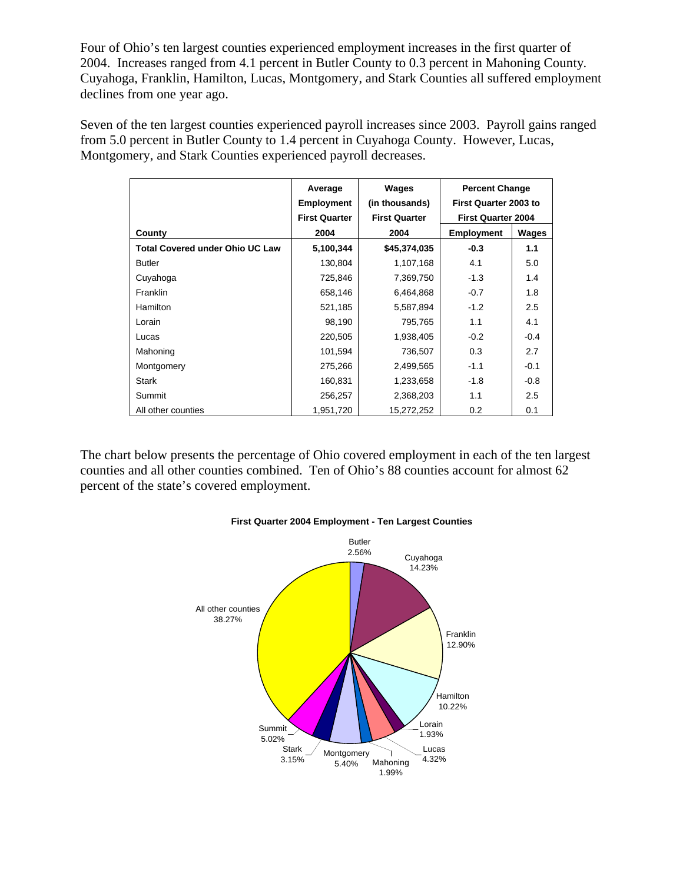Four of Ohio's ten largest counties experienced employment increases in the first quarter of 2004. Increases ranged from 4.1 percent in Butler County to 0.3 percent in Mahoning County. Cuyahoga, Franklin, Hamilton, Lucas, Montgomery, and Stark Counties all suffered employment declines from one year ago.

Seven of the ten largest counties experienced payroll increases since 2003. Payroll gains ranged from 5.0 percent in Butler County to 1.4 percent in Cuyahoga County. However, Lucas, Montgomery, and Stark Counties experienced payroll decreases.

| County | Average Employment First Quarter 2004 | Wages (in thousands) First Quarter 2004 | Percent Change First Quarter 2003 to First Quarter 2004 | |
|---|---|---|---|---|
| | | | Employment | Wages |
| **Total Covered under Ohio UC Law** | **5,100,344** | **$45,374,035** | **-0.3** | **1.1** |
| Butler | 130,804 | 1,107,168 | 4.1 | 5.0 |
| Cuyahoga | 725,846 | 7,369,750 | -1.3 | 1.4 |
| Franklin | 658,146 | 6,464,868 | -0.7 | 1.8 |
| Hamilton | 521,185 | 5,587,894 | -1.2 | 2.5 |
| Lorain | 98,190 | 795,765 | 1.1 | 4.1 |
| Lucas | 220,505 | 1,938,405 | -0.2 | -0.4 |
| Mahoning | 101,594 | 736,507 | 0.3 | 2.7 |
| Montgomery | 275,266 | 2,499,565 | -1.1 | -0.1 |
| Stark | 160,831 | 1,233,658 | -1.8 | -0.8 |
| Summit | 256,257 | 2,368,203 | 1.1 | 2.5 |
| All other counties | 1,951,720 | 15,272,252 | 0.2 | 0.1 |

The chart below presents the percentage of Ohio covered employment in each of the ten largest counties and all other counties combined. Ten of Ohio's 88 counties account for almost 62 percent of the state's covered employment.

**First Quarter 2004 Employment - Ten Largest Counties**

| County | Percent |
|---|---|
| Butler | 2.56% |
| Cuyahoga | 14.23% |
| Franklin | 12.90% |
| Hamilton | 10.22% |
| Lorain | 1.93% |
| Lucas | 4.32% |
| Mahoning | 1.99% |
| Montgomery | 5.40% |
| Stark | 3.15% |
| Summit | 5.02% |
| All other counties | 38.27% |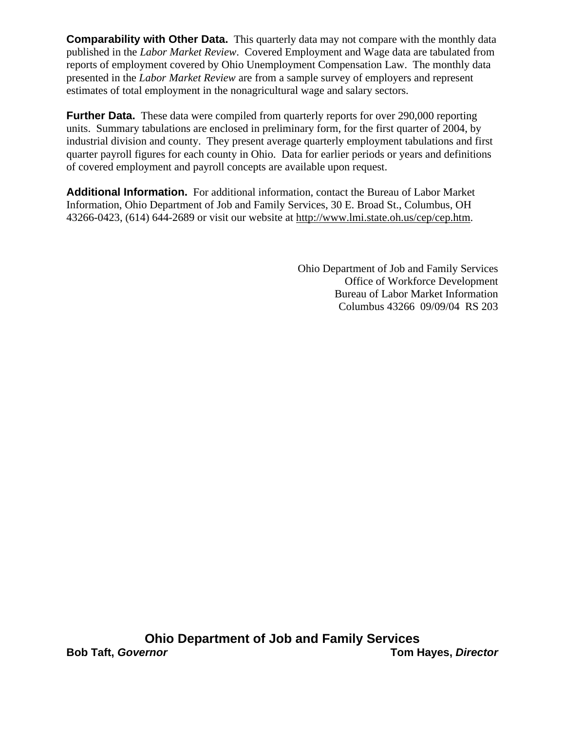**Comparability with Other Data.** This quarterly data may not compare with the monthly data published in the *Labor Market Review*. Covered Employment and Wage data are tabulated from reports of employment covered by Ohio Unemployment Compensation Law. The monthly data presented in the *Labor Market Review* are from a sample survey of employers and represent estimates of total employment in the nonagricultural wage and salary sectors.

**Further Data.** These data were compiled from quarterly reports for over 290,000 reporting units. Summary tabulations are enclosed in preliminary form, for the first quarter of 2004, by industrial division and county. They present average quarterly employment tabulations and first quarter payroll figures for each county in Ohio. Data for earlier periods or years and definitions of covered employment and payroll concepts are available upon request.

**Additional Information.** For additional information, contact the Bureau of Labor Market Information, Ohio Department of Job and Family Services, 30 E. Broad St., Columbus, OH 43266-0423, (614) 644-2689 or visit our website at http://www.lmi.state.oh.us/cep/cep.htm.

Ohio Department of Job and Family Services
Office of Workforce Development
Bureau of Labor Market Information
Columbus 43266 09/09/04 RS 203

**Ohio Department of Job and Family Services**

**Bob Taft, *Governor*** **Tom Hayes, *Director***